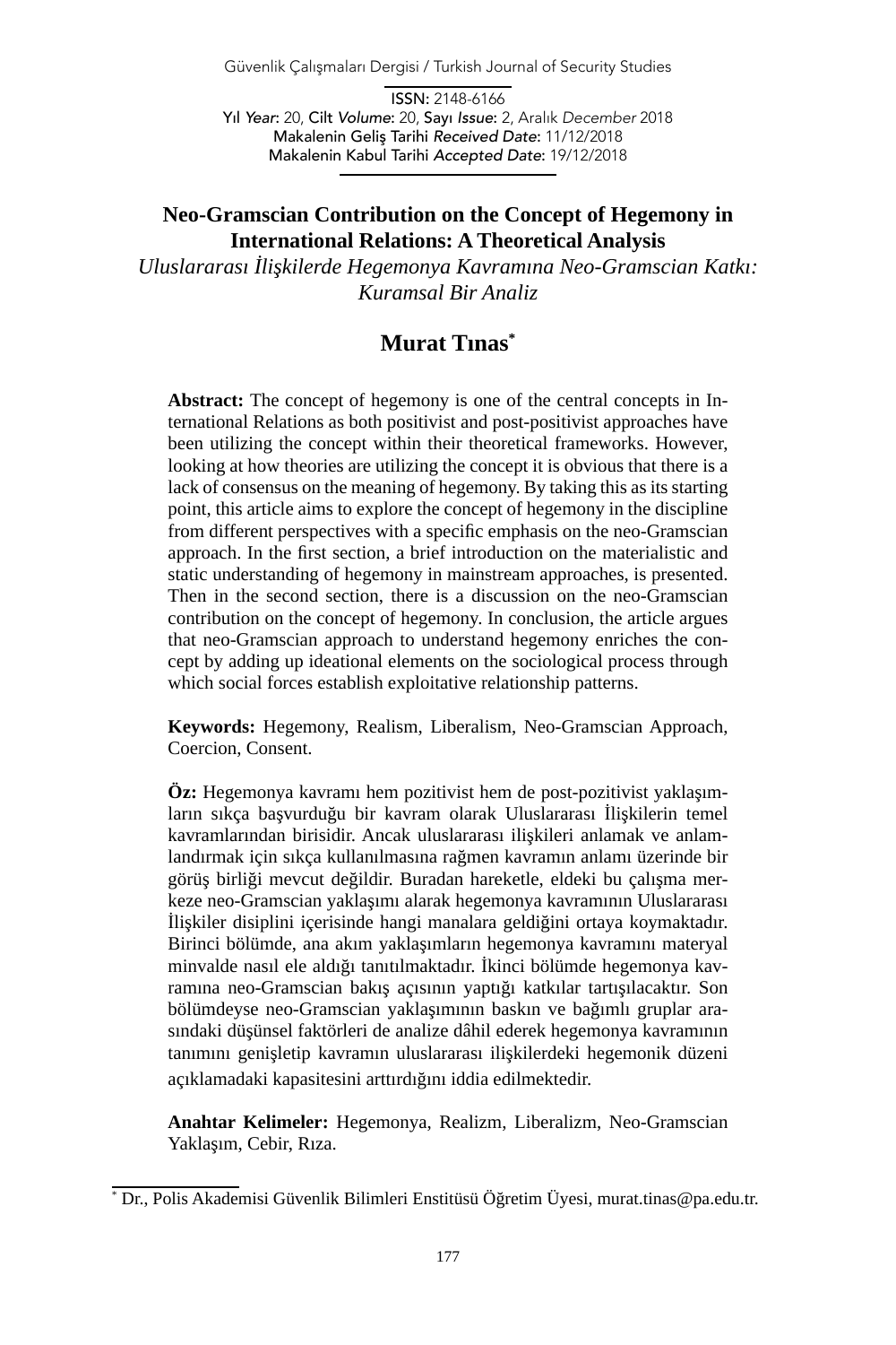# Neo-Gramscian Contribution on the Concept of Hegemony in International Relations: A Theoretical Analysis

*Uluslararası İlişkilerde Hegemonya Kavramına Neo-Gramscian Katkı: Kuramsal Bir Analiz*

## Murat Tınas[*]

**Abstract:** The concept of hegemony is one of the central concepts in International Relations as both positivist and post-positivist approaches have been utilizing the concept within their theoretical frameworks. However, looking at how theories are utilizing the concept it is obvious that there is a lack of consensus on the meaning of hegemony. By taking this as its starting point, this article aims to explore the concept of hegemony in the discipline from different perspectives with a specific emphasis on the neo-Gramscian approach. In the first section, a brief introduction on the materialistic and static understanding of hegemony in mainstream approaches, is presented. Then in the second section, there is a discussion on the neo-Gramscian contribution on the concept of hegemony. In conclusion, the article argues that neo-Gramscian approach to understand hegemony enriches the concept by adding up ideational elements on the sociological process through which social forces establish exploitative relationship patterns.

**Keywords:** Hegemony, Realism, Liberalism, Neo-Gramscian Approach, Coercion, Consent.

**Öz:** Hegemonya kavramı hem pozitivist hem de post-pozitivist yaklaşımların sıkça başvurduğu bir kavram olarak Uluslararası İlişkilerin temel kavramlarından birisidir. Ancak uluslararası ilişkileri anlamak ve anlamlandırmak için sıkça kullanılmasına rağmen kavramın anlamı üzerinde bir görüş birliği mevcut değildir. Buradan hareketle, eldeki bu çalışma merkeze neo-Gramscian yaklaşımı alarak hegemonya kavramının Uluslararası İlişkiler disiplini içerisinde hangi manalara geldiğini ortaya koymaktadır. Birinci bölümde, ana akım yaklaşımların hegemonya kavramını materyal minvalde nasıl ele aldığı tanıtılmaktadır. İkinci bölümde hegemonya kavramına neo-Gramscian bakış açısının yaptığı katkılar tartışılacaktır. Son bölümdeyse neo-Gramscian yaklaşımının baskın ve bağımlı gruplar arasındaki düşünsel faktörleri de analize dâhil ederek hegemonya kavramının tanımını genişletip kavramın uluslararası ilişkilerdeki hegemonik düzeni açıklamadaki kapasitesini arttırdığını iddia edilmektedir.

**Anahtar Kelimeler:** Hegemonya, Realizm, Liberalizm, Neo-Gramscian Yaklaşım, Cebir, Rıza.

---

[*] Dr., Polis Akademisi Güvenlik Bilimleri Enstitüsü Öğretim Üyesi, murat.tinas@pa.edu.tr.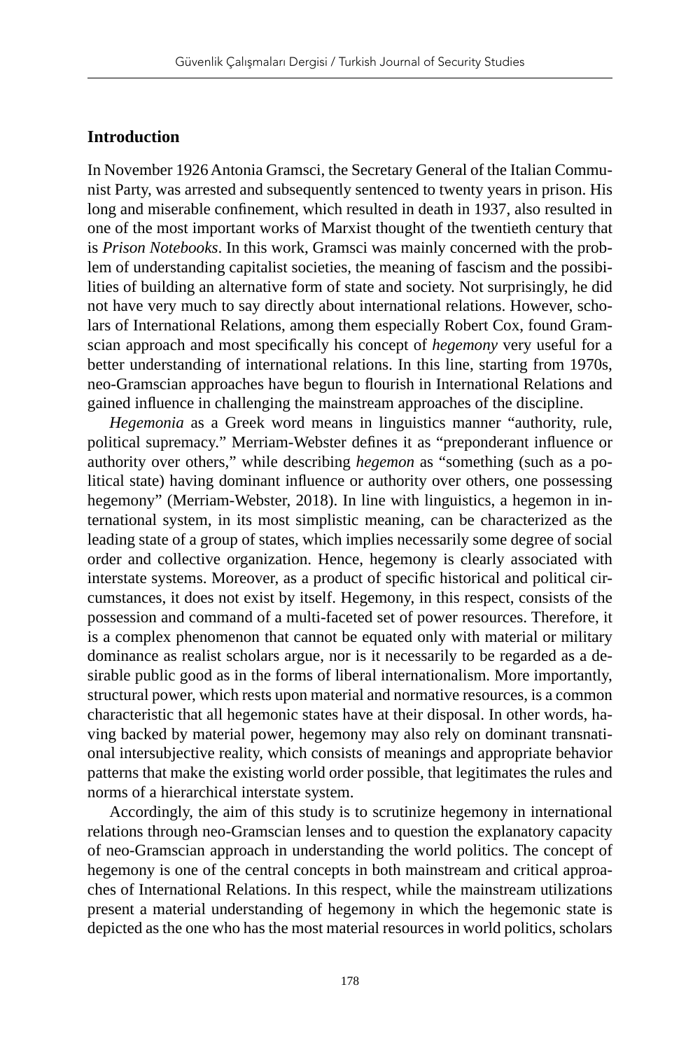## Introduction

In November 1926 Antonia Gramsci, the Secretary General of the Italian Communist Party, was arrested and subsequently sentenced to twenty years in prison. His long and miserable confinement, which resulted in death in 1937, also resulted in one of the most important works of Marxist thought of the twentieth century that is *Prison Notebooks*. In this work, Gramsci was mainly concerned with the problem of understanding capitalist societies, the meaning of fascism and the possibilities of building an alternative form of state and society. Not surprisingly, he did not have very much to say directly about international relations. However, scholars of International Relations, among them especially Robert Cox, found Gramscian approach and most specifically his concept of *hegemony* very useful for a better understanding of international relations. In this line, starting from 1970s, neo-Gramscian approaches have begun to flourish in International Relations and gained influence in challenging the mainstream approaches of the discipline.

*Hegemonia* as a Greek word means in linguistics manner "authority, rule, political supremacy." Merriam-Webster defines it as "preponderant influence or authority over others," while describing *hegemon* as "something (such as a political state) having dominant influence or authority over others, one possessing hegemony" (Merriam-Webster, 2018). In line with linguistics, a hegemon in international system, in its most simplistic meaning, can be characterized as the leading state of a group of states, which implies necessarily some degree of social order and collective organization. Hence, hegemony is clearly associated with interstate systems. Moreover, as a product of specific historical and political circumstances, it does not exist by itself. Hegemony, in this respect, consists of the possession and command of a multi-faceted set of power resources. Therefore, it is a complex phenomenon that cannot be equated only with material or military dominance as realist scholars argue, nor is it necessarily to be regarded as a desirable public good as in the forms of liberal internationalism. More importantly, structural power, which rests upon material and normative resources, is a common characteristic that all hegemonic states have at their disposal. In other words, having backed by material power, hegemony may also rely on dominant transnational intersubjective reality, which consists of meanings and appropriate behavior patterns that make the existing world order possible, that legitimates the rules and norms of a hierarchical interstate system.

Accordingly, the aim of this study is to scrutinize hegemony in international relations through neo-Gramscian lenses and to question the explanatory capacity of neo-Gramscian approach in understanding the world politics. The concept of hegemony is one of the central concepts in both mainstream and critical approaches of International Relations. In this respect, while the mainstream utilizations present a material understanding of hegemony in which the hegemonic state is depicted as the one who has the most material resources in world politics, scholars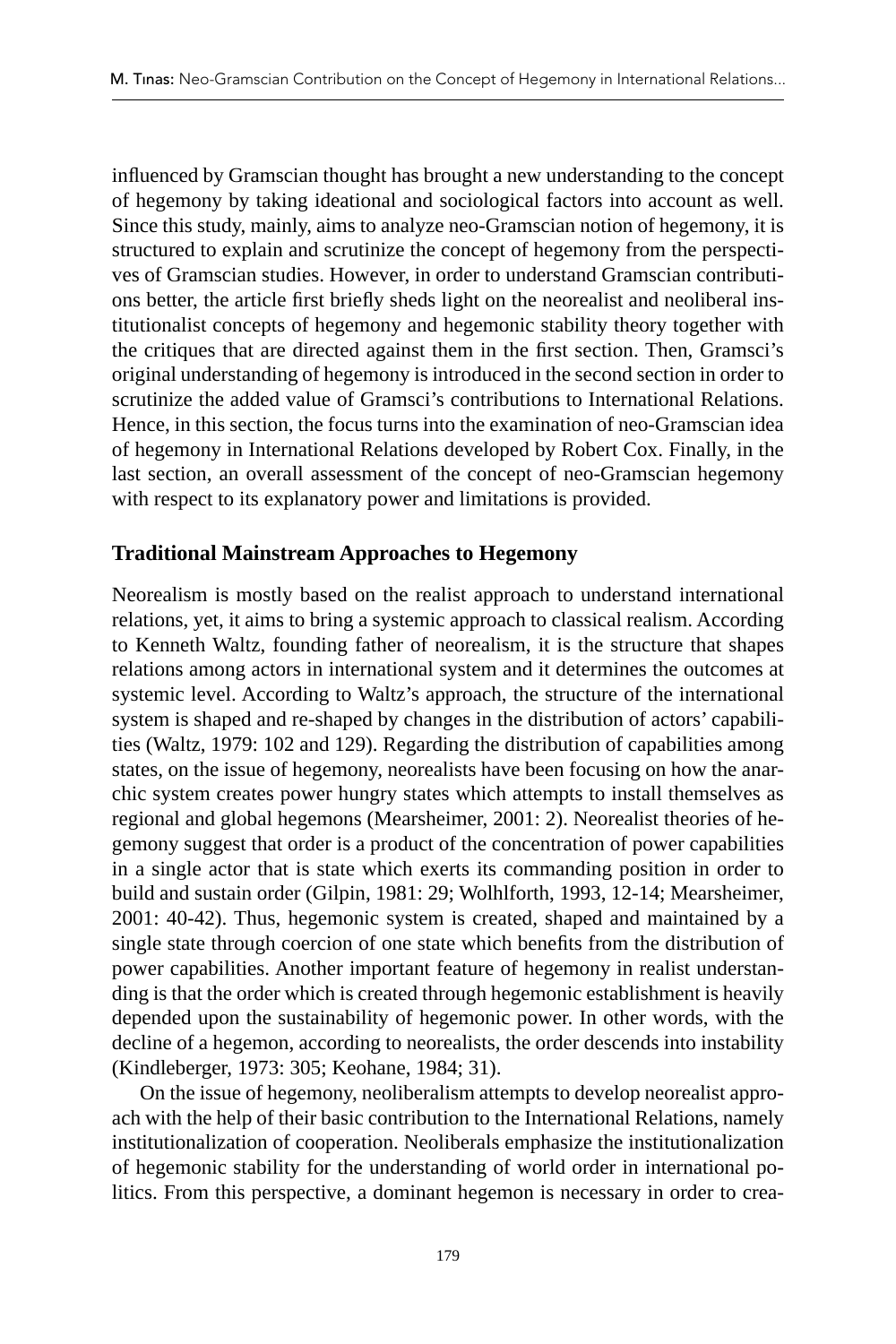influenced by Gramscian thought has brought a new understanding to the concept of hegemony by taking ideational and sociological factors into account as well. Since this study, mainly, aims to analyze neo-Gramscian notion of hegemony, it is structured to explain and scrutinize the concept of hegemony from the perspectives of Gramscian studies. However, in order to understand Gramscian contributions better, the article first briefly sheds light on the neorealist and neoliberal institutionalist concepts of hegemony and hegemonic stability theory together with the critiques that are directed against them in the first section. Then, Gramsci's original understanding of hegemony is introduced in the second section in order to scrutinize the added value of Gramsci's contributions to International Relations. Hence, in this section, the focus turns into the examination of neo-Gramscian idea of hegemony in International Relations developed by Robert Cox. Finally, in the last section, an overall assessment of the concept of neo-Gramscian hegemony with respect to its explanatory power and limitations is provided.

## Traditional Mainstream Approaches to Hegemony

Neorealism is mostly based on the realist approach to understand international relations, yet, it aims to bring a systemic approach to classical realism. According to Kenneth Waltz, founding father of neorealism, it is the structure that shapes relations among actors in international system and it determines the outcomes at systemic level. According to Waltz's approach, the structure of the international system is shaped and re-shaped by changes in the distribution of actors' capabilities (Waltz, 1979: 102 and 129). Regarding the distribution of capabilities among states, on the issue of hegemony, neorealists have been focusing on how the anarchic system creates power hungry states which attempts to install themselves as regional and global hegemons (Mearsheimer, 2001: 2). Neorealist theories of hegemony suggest that order is a product of the concentration of power capabilities in a single actor that is state which exerts its commanding position in order to build and sustain order (Gilpin, 1981: 29; Wolhlforth, 1993, 12-14; Mearsheimer, 2001: 40-42). Thus, hegemonic system is created, shaped and maintained by a single state through coercion of one state which benefits from the distribution of power capabilities. Another important feature of hegemony in realist understanding is that the order which is created through hegemonic establishment is heavily depended upon the sustainability of hegemonic power. In other words, with the decline of a hegemon, according to neorealists, the order descends into instability (Kindleberger, 1973: 305; Keohane, 1984; 31).

On the issue of hegemony, neoliberalism attempts to develop neorealist approach with the help of their basic contribution to the International Relations, namely institutionalization of cooperation. Neoliberals emphasize the institutionalization of hegemonic stability for the understanding of world order in international politics. From this perspective, a dominant hegemon is necessary in order to crea-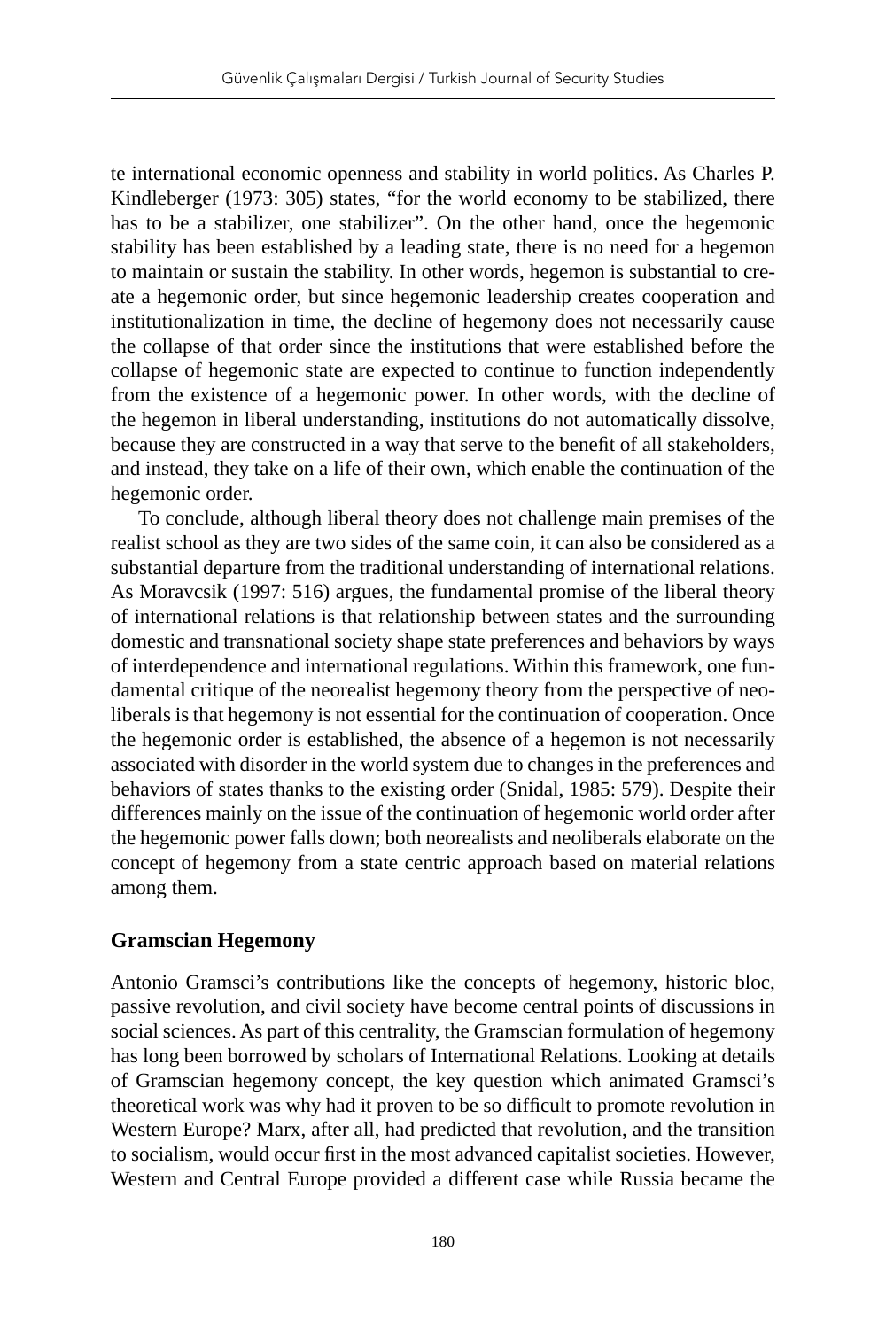te international economic openness and stability in world politics. As Charles P. Kindleberger (1973: 305) states, "for the world economy to be stabilized, there has to be a stabilizer, one stabilizer". On the other hand, once the hegemonic stability has been established by a leading state, there is no need for a hegemon to maintain or sustain the stability. In other words, hegemon is substantial to create a hegemonic order, but since hegemonic leadership creates cooperation and institutionalization in time, the decline of hegemony does not necessarily cause the collapse of that order since the institutions that were established before the collapse of hegemonic state are expected to continue to function independently from the existence of a hegemonic power. In other words, with the decline of the hegemon in liberal understanding, institutions do not automatically dissolve, because they are constructed in a way that serve to the benefit of all stakeholders, and instead, they take on a life of their own, which enable the continuation of the hegemonic order.

To conclude, although liberal theory does not challenge main premises of the realist school as they are two sides of the same coin, it can also be considered as a substantial departure from the traditional understanding of international relations. As Moravcsik (1997: 516) argues, the fundamental promise of the liberal theory of international relations is that relationship between states and the surrounding domestic and transnational society shape state preferences and behaviors by ways of interdependence and international regulations. Within this framework, one fundamental critique of the neorealist hegemony theory from the perspective of neoliberals is that hegemony is not essential for the continuation of cooperation. Once the hegemonic order is established, the absence of a hegemon is not necessarily associated with disorder in the world system due to changes in the preferences and behaviors of states thanks to the existing order (Snidal, 1985: 579). Despite their differences mainly on the issue of the continuation of hegemonic world order after the hegemonic power falls down; both neorealists and neoliberals elaborate on the concept of hegemony from a state centric approach based on material relations among them.

## Gramscian Hegemony

Antonio Gramsci's contributions like the concepts of hegemony, historic bloc, passive revolution, and civil society have become central points of discussions in social sciences. As part of this centrality, the Gramscian formulation of hegemony has long been borrowed by scholars of International Relations. Looking at details of Gramscian hegemony concept, the key question which animated Gramsci's theoretical work was why had it proven to be so difficult to promote revolution in Western Europe? Marx, after all, had predicted that revolution, and the transition to socialism, would occur first in the most advanced capitalist societies. However, Western and Central Europe provided a different case while Russia became the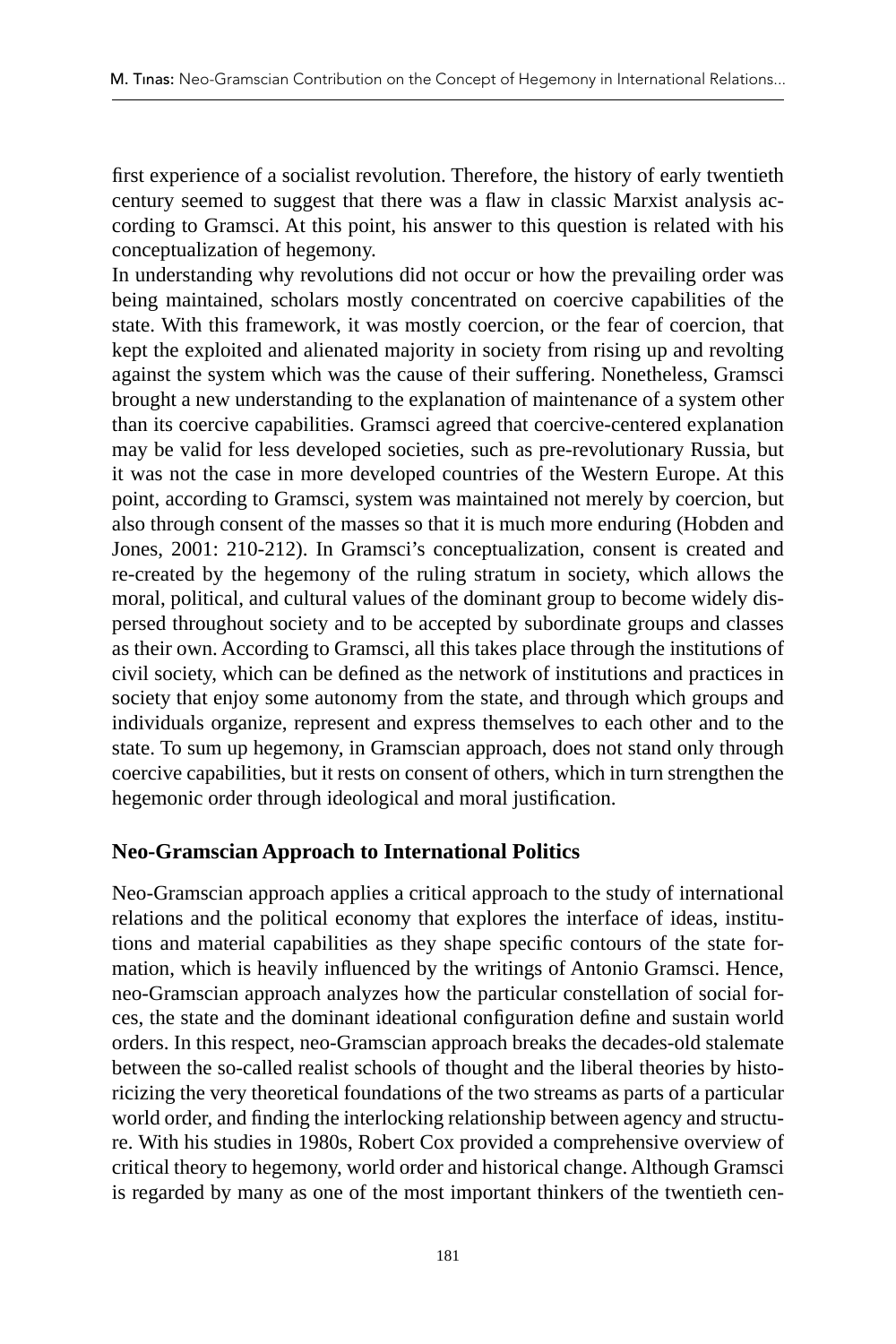first experience of a socialist revolution. Therefore, the history of early twentieth century seemed to suggest that there was a flaw in classic Marxist analysis according to Gramsci. At this point, his answer to this question is related with his conceptualization of hegemony.

In understanding why revolutions did not occur or how the prevailing order was being maintained, scholars mostly concentrated on coercive capabilities of the state. With this framework, it was mostly coercion, or the fear of coercion, that kept the exploited and alienated majority in society from rising up and revolting against the system which was the cause of their suffering. Nonetheless, Gramsci brought a new understanding to the explanation of maintenance of a system other than its coercive capabilities. Gramsci agreed that coercive-centered explanation may be valid for less developed societies, such as pre-revolutionary Russia, but it was not the case in more developed countries of the Western Europe. At this point, according to Gramsci, system was maintained not merely by coercion, but also through consent of the masses so that it is much more enduring (Hobden and Jones, 2001: 210-212). In Gramsci's conceptualization, consent is created and re-created by the hegemony of the ruling stratum in society, which allows the moral, political, and cultural values of the dominant group to become widely dispersed throughout society and to be accepted by subordinate groups and classes as their own. According to Gramsci, all this takes place through the institutions of civil society, which can be defined as the network of institutions and practices in society that enjoy some autonomy from the state, and through which groups and individuals organize, represent and express themselves to each other and to the state. To sum up hegemony, in Gramscian approach, does not stand only through coercive capabilities, but it rests on consent of others, which in turn strengthen the hegemonic order through ideological and moral justification.

## Neo-Gramscian Approach to International Politics

Neo-Gramscian approach applies a critical approach to the study of international relations and the political economy that explores the interface of ideas, institutions and material capabilities as they shape specific contours of the state formation, which is heavily influenced by the writings of Antonio Gramsci. Hence, neo-Gramscian approach analyzes how the particular constellation of social forces, the state and the dominant ideational configuration define and sustain world orders. In this respect, neo-Gramscian approach breaks the decades-old stalemate between the so-called realist schools of thought and the liberal theories by historicizing the very theoretical foundations of the two streams as parts of a particular world order, and finding the interlocking relationship between agency and structure. With his studies in 1980s, Robert Cox provided a comprehensive overview of critical theory to hegemony, world order and historical change. Although Gramsci is regarded by many as one of the most important thinkers of the twentieth cen-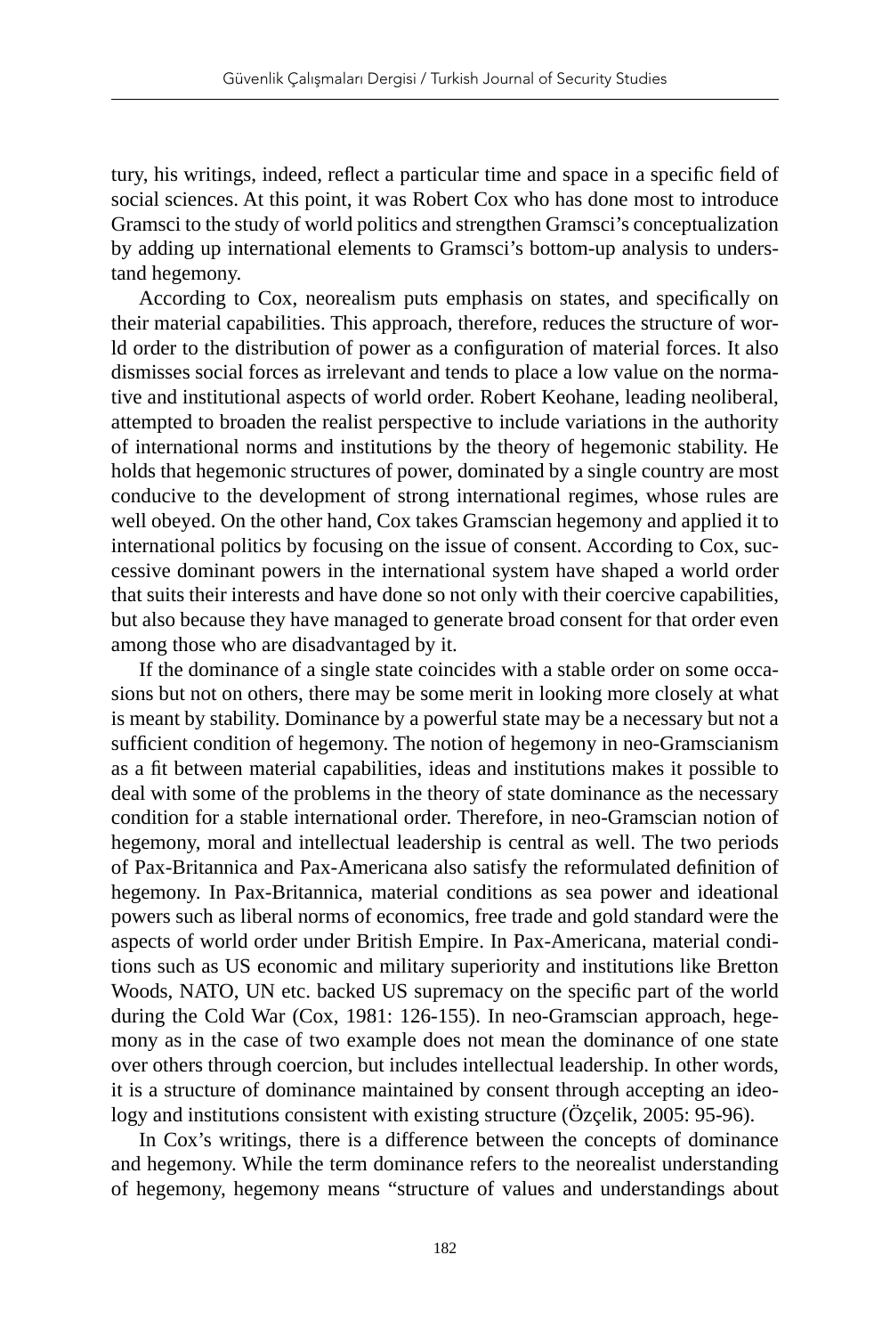tury, his writings, indeed, reflect a particular time and space in a specific field of social sciences. At this point, it was Robert Cox who has done most to introduce Gramsci to the study of world politics and strengthen Gramsci's conceptualization by adding up international elements to Gramsci's bottom-up analysis to understand hegemony.

According to Cox, neorealism puts emphasis on states, and specifically on their material capabilities. This approach, therefore, reduces the structure of world order to the distribution of power as a configuration of material forces. It also dismisses social forces as irrelevant and tends to place a low value on the normative and institutional aspects of world order. Robert Keohane, leading neoliberal, attempted to broaden the realist perspective to include variations in the authority of international norms and institutions by the theory of hegemonic stability. He holds that hegemonic structures of power, dominated by a single country are most conducive to the development of strong international regimes, whose rules are well obeyed. On the other hand, Cox takes Gramscian hegemony and applied it to international politics by focusing on the issue of consent. According to Cox, successive dominant powers in the international system have shaped a world order that suits their interests and have done so not only with their coercive capabilities, but also because they have managed to generate broad consent for that order even among those who are disadvantaged by it.

If the dominance of a single state coincides with a stable order on some occasions but not on others, there may be some merit in looking more closely at what is meant by stability. Dominance by a powerful state may be a necessary but not a sufficient condition of hegemony. The notion of hegemony in neo-Gramscianism as a fit between material capabilities, ideas and institutions makes it possible to deal with some of the problems in the theory of state dominance as the necessary condition for a stable international order. Therefore, in neo-Gramscian notion of hegemony, moral and intellectual leadership is central as well. The two periods of Pax-Britannica and Pax-Americana also satisfy the reformulated definition of hegemony. In Pax-Britannica, material conditions as sea power and ideational powers such as liberal norms of economics, free trade and gold standard were the aspects of world order under British Empire. In Pax-Americana, material conditions such as US economic and military superiority and institutions like Bretton Woods, NATO, UN etc. backed US supremacy on the specific part of the world during the Cold War (Cox, 1981: 126-155). In neo-Gramscian approach, hegemony as in the case of two example does not mean the dominance of one state over others through coercion, but includes intellectual leadership. In other words, it is a structure of dominance maintained by consent through accepting an ideology and institutions consistent with existing structure (Özçelik, 2005: 95-96).

In Cox's writings, there is a difference between the concepts of dominance and hegemony. While the term dominance refers to the neorealist understanding of hegemony, hegemony means "structure of values and understandings about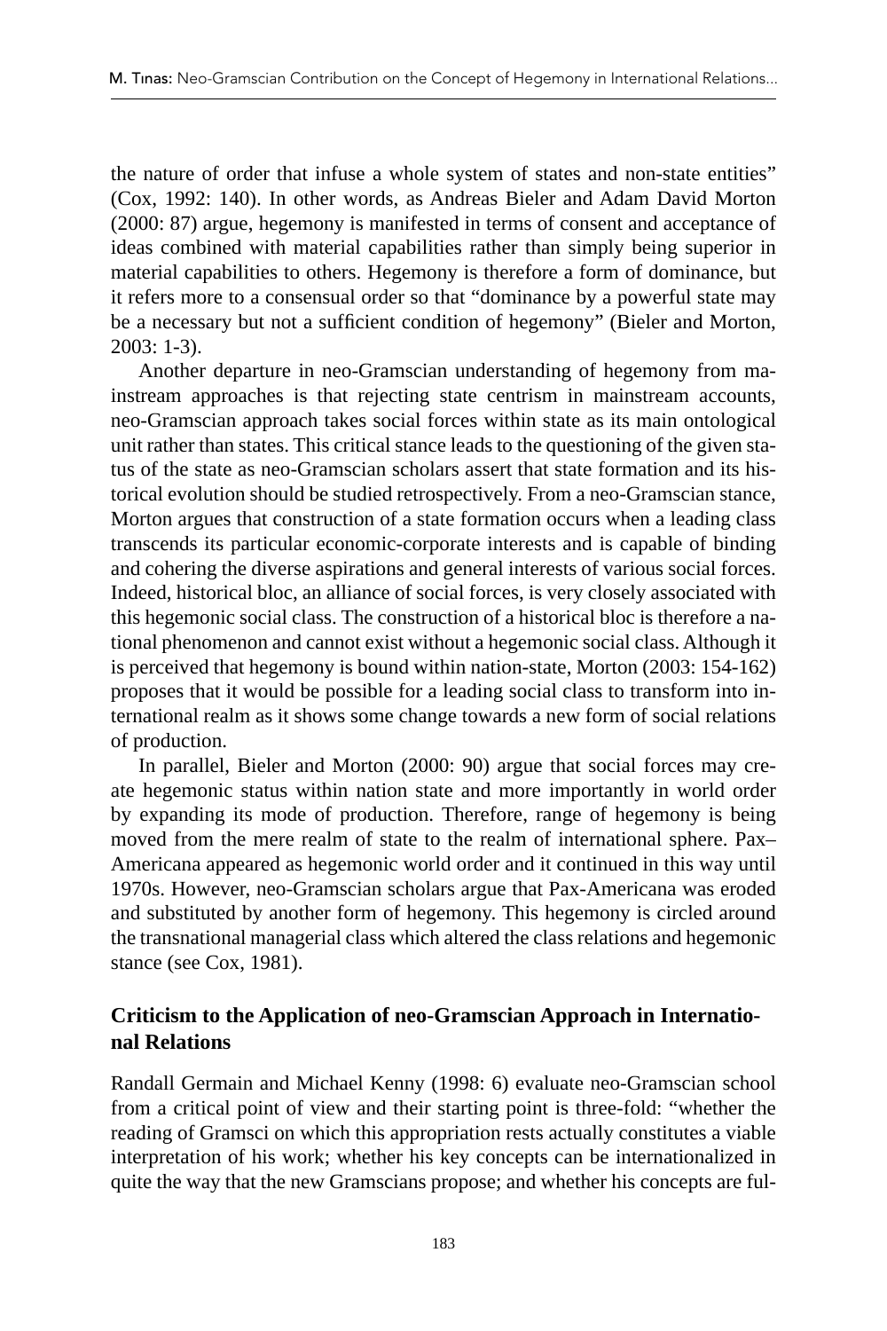the nature of order that infuse a whole system of states and non-state entities" (Cox, 1992: 140). In other words, as Andreas Bieler and Adam David Morton (2000: 87) argue, hegemony is manifested in terms of consent and acceptance of ideas combined with material capabilities rather than simply being superior in material capabilities to others. Hegemony is therefore a form of dominance, but it refers more to a consensual order so that "dominance by a powerful state may be a necessary but not a sufficient condition of hegemony" (Bieler and Morton, 2003: 1-3).

Another departure in neo-Gramscian understanding of hegemony from mainstream approaches is that rejecting state centrism in mainstream accounts, neo-Gramscian approach takes social forces within state as its main ontological unit rather than states. This critical stance leads to the questioning of the given status of the state as neo-Gramscian scholars assert that state formation and its historical evolution should be studied retrospectively. From a neo-Gramscian stance, Morton argues that construction of a state formation occurs when a leading class transcends its particular economic-corporate interests and is capable of binding and cohering the diverse aspirations and general interests of various social forces. Indeed, historical bloc, an alliance of social forces, is very closely associated with this hegemonic social class. The construction of a historical bloc is therefore a national phenomenon and cannot exist without a hegemonic social class. Although it is perceived that hegemony is bound within nation-state, Morton (2003: 154-162) proposes that it would be possible for a leading social class to transform into international realm as it shows some change towards a new form of social relations of production.

In parallel, Bieler and Morton (2000: 90) argue that social forces may create hegemonic status within nation state and more importantly in world order by expanding its mode of production. Therefore, range of hegemony is being moved from the mere realm of state to the realm of international sphere. Pax–Americana appeared as hegemonic world order and it continued in this way until 1970s. However, neo-Gramscian scholars argue that Pax-Americana was eroded and substituted by another form of hegemony. This hegemony is circled around the transnational managerial class which altered the class relations and hegemonic stance (see Cox, 1981).

## Criticism to the Application of neo-Gramscian Approach in International Relations

Randall Germain and Michael Kenny (1998: 6) evaluate neo-Gramscian school from a critical point of view and their starting point is three-fold: "whether the reading of Gramsci on which this appropriation rests actually constitutes a viable interpretation of his work; whether his key concepts can be internationalized in quite the way that the new Gramscians propose; and whether his concepts are ful-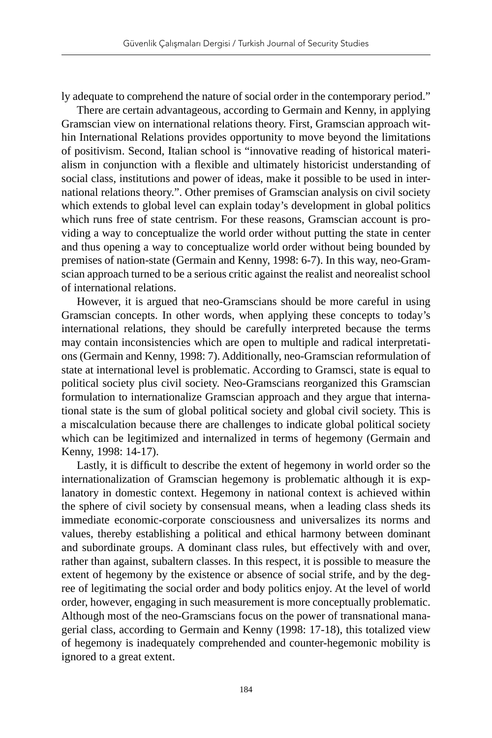ly adequate to comprehend the nature of social order in the contemporary period."

There are certain advantageous, according to Germain and Kenny, in applying Gramscian view on international relations theory. First, Gramscian approach within International Relations provides opportunity to move beyond the limitations of positivism. Second, Italian school is "innovative reading of historical materialism in conjunction with a flexible and ultimately historicist understanding of social class, institutions and power of ideas, make it possible to be used in international relations theory.". Other premises of Gramscian analysis on civil society which extends to global level can explain today's development in global politics which runs free of state centrism. For these reasons, Gramscian account is providing a way to conceptualize the world order without putting the state in center and thus opening a way to conceptualize world order without being bounded by premises of nation-state (Germain and Kenny, 1998: 6-7). In this way, neo-Gramscian approach turned to be a serious critic against the realist and neorealist school of international relations.

However, it is argued that neo-Gramscians should be more careful in using Gramscian concepts. In other words, when applying these concepts to today's international relations, they should be carefully interpreted because the terms may contain inconsistencies which are open to multiple and radical interpretations (Germain and Kenny, 1998: 7). Additionally, neo-Gramscian reformulation of state at international level is problematic. According to Gramsci, state is equal to political society plus civil society. Neo-Gramscians reorganized this Gramscian formulation to internationalize Gramscian approach and they argue that international state is the sum of global political society and global civil society. This is a miscalculation because there are challenges to indicate global political society which can be legitimized and internalized in terms of hegemony (Germain and Kenny, 1998: 14-17).

Lastly, it is difficult to describe the extent of hegemony in world order so the internationalization of Gramscian hegemony is problematic although it is explanatory in domestic context. Hegemony in national context is achieved within the sphere of civil society by consensual means, when a leading class sheds its immediate economic-corporate consciousness and universalizes its norms and values, thereby establishing a political and ethical harmony between dominant and subordinate groups. A dominant class rules, but effectively with and over, rather than against, subaltern classes. In this respect, it is possible to measure the extent of hegemony by the existence or absence of social strife, and by the degree of legitimating the social order and body politics enjoy. At the level of world order, however, engaging in such measurement is more conceptually problematic. Although most of the neo-Gramscians focus on the power of transnational managerial class, according to Germain and Kenny (1998: 17-18), this totalized view of hegemony is inadequately comprehended and counter-hegemonic mobility is ignored to a great extent.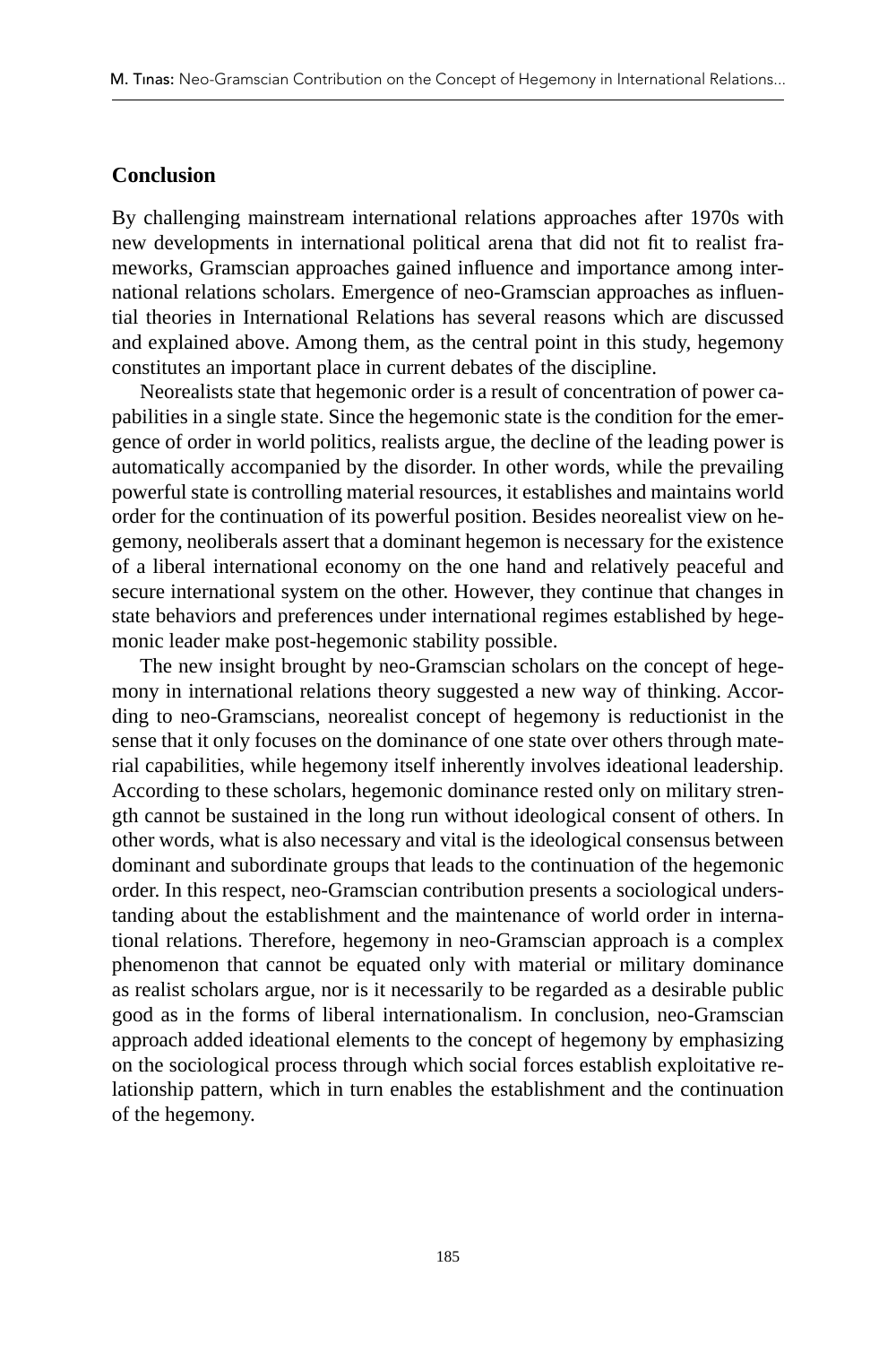## Conclusion

By challenging mainstream international relations approaches after 1970s with new developments in international political arena that did not fit to realist frameworks, Gramscian approaches gained influence and importance among international relations scholars. Emergence of neo-Gramscian approaches as influential theories in International Relations has several reasons which are discussed and explained above. Among them, as the central point in this study, hegemony constitutes an important place in current debates of the discipline.

Neorealists state that hegemonic order is a result of concentration of power capabilities in a single state. Since the hegemonic state is the condition for the emergence of order in world politics, realists argue, the decline of the leading power is automatically accompanied by the disorder. In other words, while the prevailing powerful state is controlling material resources, it establishes and maintains world order for the continuation of its powerful position. Besides neorealist view on hegemony, neoliberals assert that a dominant hegemon is necessary for the existence of a liberal international economy on the one hand and relatively peaceful and secure international system on the other. However, they continue that changes in state behaviors and preferences under international regimes established by hegemonic leader make post-hegemonic stability possible.

The new insight brought by neo-Gramscian scholars on the concept of hegemony in international relations theory suggested a new way of thinking. According to neo-Gramscians, neorealist concept of hegemony is reductionist in the sense that it only focuses on the dominance of one state over others through material capabilities, while hegemony itself inherently involves ideational leadership. According to these scholars, hegemonic dominance rested only on military strength cannot be sustained in the long run without ideological consent of others. In other words, what is also necessary and vital is the ideological consensus between dominant and subordinate groups that leads to the continuation of the hegemonic order. In this respect, neo-Gramscian contribution presents a sociological understanding about the establishment and the maintenance of world order in international relations. Therefore, hegemony in neo-Gramscian approach is a complex phenomenon that cannot be equated only with material or military dominance as realist scholars argue, nor is it necessarily to be regarded as a desirable public good as in the forms of liberal internationalism. In conclusion, neo-Gramscian approach added ideational elements to the concept of hegemony by emphasizing on the sociological process through which social forces establish exploitative relationship pattern, which in turn enables the establishment and the continuation of the hegemony.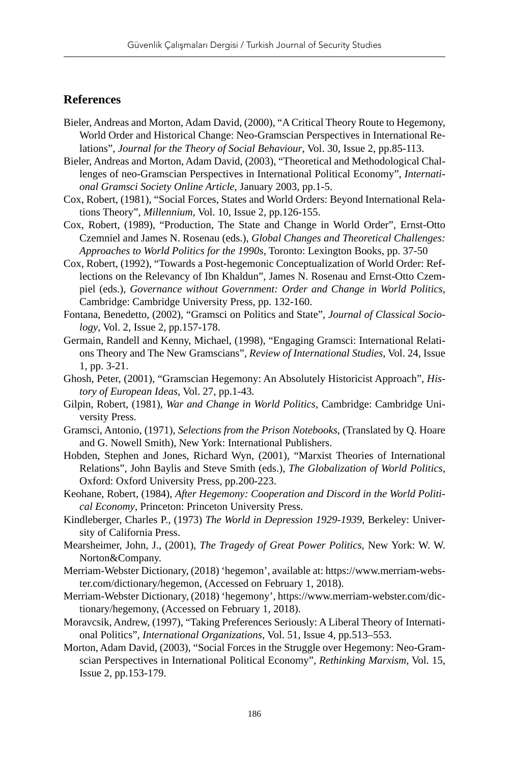## References

Bieler, Andreas and Morton, Adam David, (2000), "A Critical Theory Route to Hegemony, World Order and Historical Change: Neo-Gramscian Perspectives in International Relations", *Journal for the Theory of Social Behaviour*, Vol. 30, Issue 2, pp.85-113.

Bieler, Andreas and Morton, Adam David, (2003), "Theoretical and Methodological Challenges of neo-Gramscian Perspectives in International Political Economy", *International Gramsci Society Online Article*, January 2003, pp.1-5.

Cox, Robert, (1981), "Social Forces, States and World Orders: Beyond International Relations Theory", *Millennium*, Vol. 10, Issue 2, pp.126-155.

Cox, Robert, (1989), "Production, The State and Change in World Order", Ernst-Otto Czemniel and James N. Rosenau (eds.), *Global Changes and Theoretical Challenges: Approaches to World Politics for the 1990s*, Toronto: Lexington Books, pp. 37-50

Cox, Robert, (1992), "Towards a Post-hegemonic Conceptualization of World Order: Reflections on the Relevancy of Ibn Khaldun", James N. Rosenau and Ernst-Otto Czempiel (eds.), *Governance without Government: Order and Change in World Politics*, Cambridge: Cambridge University Press, pp. 132-160.

Fontana, Benedetto, (2002), "Gramsci on Politics and State", *Journal of Classical Sociology*, Vol. 2, Issue 2, pp.157-178.

Germain, Randell and Kenny, Michael, (1998), "Engaging Gramsci: International Relations Theory and The New Gramscians", *Review of International Studies*, Vol. 24, Issue 1, pp. 3-21.

Ghosh, Peter, (2001), "Gramscian Hegemony: An Absolutely Historicist Approach", *History of European Ideas*, Vol. 27, pp.1-43.

Gilpin, Robert, (1981), *War and Change in World Politics*, Cambridge: Cambridge University Press.

Gramsci, Antonio, (1971), *Selections from the Prison Notebooks*, (Translated by Q. Hoare and G. Nowell Smith), New York: International Publishers.

Hobden, Stephen and Jones, Richard Wyn, (2001), "Marxist Theories of International Relations", John Baylis and Steve Smith (eds.), *The Globalization of World Politics*, Oxford: Oxford University Press, pp.200-223.

Keohane, Robert, (1984), *After Hegemony: Cooperation and Discord in the World Political Economy*, Princeton: Princeton University Press.

Kindleberger, Charles P., (1973) *The World in Depression 1929-1939*, Berkeley: University of California Press.

Mearsheimer, John, J., (2001), *The Tragedy of Great Power Politics*, New York: W. W. Norton&Company.

Merriam-Webster Dictionary, (2018) 'hegemon', available at: https://www.merriam-webster.com/dictionary/hegemon, (Accessed on February 1, 2018).

Merriam-Webster Dictionary, (2018) 'hegemony', https://www.merriam-webster.com/dictionary/hegemony, (Accessed on February 1, 2018).

Moravcsik, Andrew, (1997), "Taking Preferences Seriously: A Liberal Theory of International Politics", *International Organizations*, Vol. 51, Issue 4, pp.513–553.

Morton, Adam David, (2003), "Social Forces in the Struggle over Hegemony: Neo-Gramscian Perspectives in International Political Economy", *Rethinking Marxism*, Vol. 15, Issue 2, pp.153-179.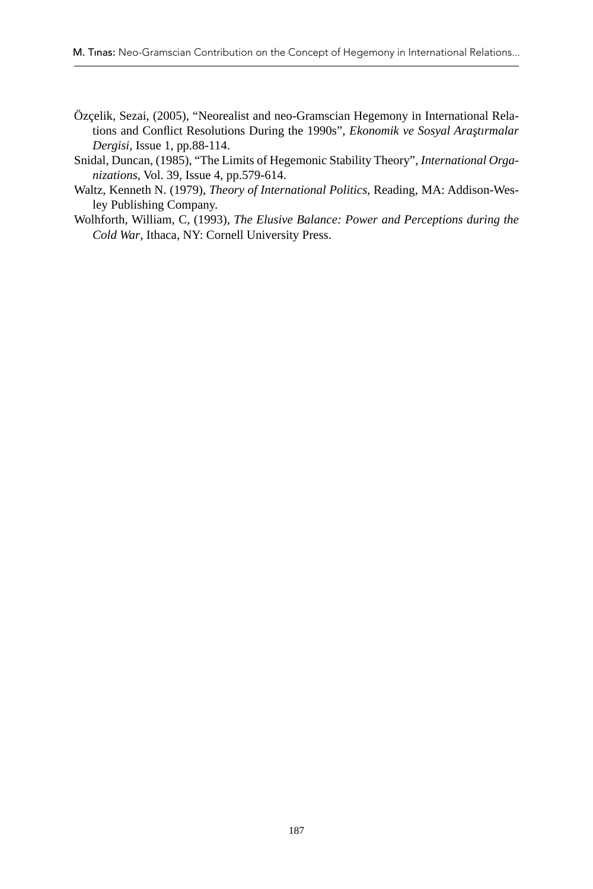Özçelik, Sezai, (2005), "Neorealist and neo-Gramscian Hegemony in International Relations and Conflict Resolutions During the 1990s", *Ekonomik ve Sosyal Araştırmalar Dergisi*, Issue 1, pp.88-114.

Snidal, Duncan, (1985), "The Limits of Hegemonic Stability Theory", *International Organizations*, Vol. 39, Issue 4, pp.579-614.

Waltz, Kenneth N. (1979), *Theory of International Politics*, Reading, MA: Addison-Wesley Publishing Company.

Wolhforth, William, C, (1993), *The Elusive Balance: Power and Perceptions during the Cold War*, Ithaca, NY: Cornell University Press.